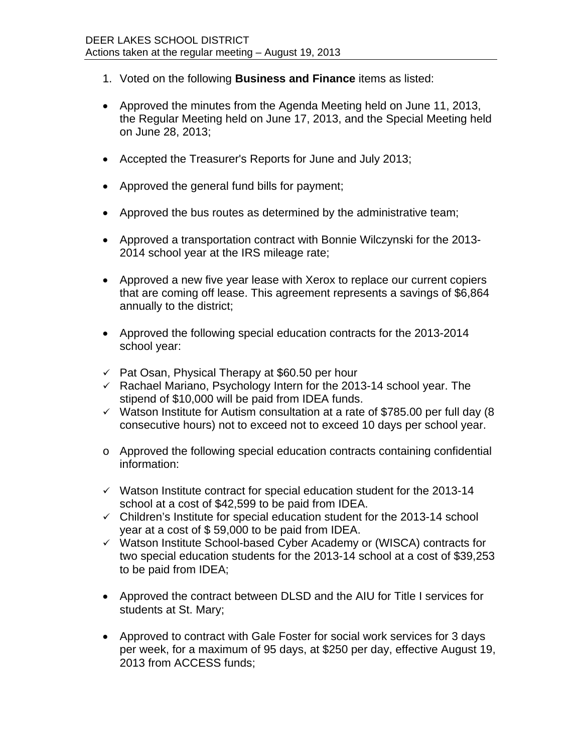DEER LAKES SCHOOL DISTRICT
Actions taken at the regular meeting – August 19, 2013

1. Voted on the following **Business and Finance** items as listed:

- Approved the minutes from the Agenda Meeting held on June 11, 2013, the Regular Meeting held on June 17, 2013, and the Special Meeting held on June 28, 2013;

- Accepted the Treasurer's Reports for June and July 2013;

- Approved the general fund bills for payment;

- Approved the bus routes as determined by the administrative team;

- Approved a transportation contract with Bonnie Wilczynski for the 2013-2014 school year at the IRS mileage rate;

- Approved a new five year lease with Xerox to replace our current copiers that are coming off lease. This agreement represents a savings of $6,864 annually to the district;

- Approved the following special education contracts for the 2013-2014 school year:

  - ✓ Pat Osan, Physical Therapy at $60.50 per hour
  - ✓ Rachael Mariano, Psychology Intern for the 2013-14 school year. The stipend of $10,000 will be paid from IDEA funds.
  - ✓ Watson Institute for Autism consultation at a rate of $785.00 per full day (8 consecutive hours) not to exceed not to exceed 10 days per school year.

- o Approved the following special education contracts containing confidential information:

  - ✓ Watson Institute contract for special education student for the 2013-14 school at a cost of $42,599 to be paid from IDEA.
  - ✓ Children's Institute for special education student for the 2013-14 school year at a cost of $ 59,000 to be paid from IDEA.
  - ✓ Watson Institute School-based Cyber Academy or (WISCA) contracts for two special education students for the 2013-14 school at a cost of $39,253 to be paid from IDEA;

- Approved the contract between DLSD and the AIU for Title I services for students at St. Mary;

- Approved to contract with Gale Foster for social work services for 3 days per week, for a maximum of 95 days, at $250 per day, effective August 19, 2013 from ACCESS funds;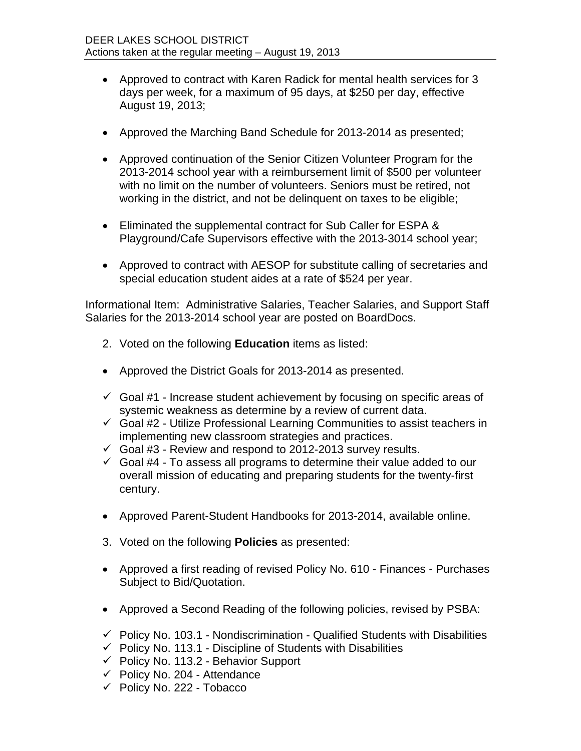- Approved to contract with Karen Radick for mental health services for 3 days per week, for a maximum of 95 days, at $250 per day, effective August 19, 2013;

- Approved the Marching Band Schedule for 2013-2014 as presented;

- Approved continuation of the Senior Citizen Volunteer Program for the 2013-2014 school year with a reimbursement limit of $500 per volunteer with no limit on the number of volunteers. Seniors must be retired, not working in the district, and not be delinquent on taxes to be eligible;

- Eliminated the supplemental contract for Sub Caller for ESPA & Playground/Cafe Supervisors effective with the 2013-3014 school year;

- Approved to contract with AESOP for substitute calling of secretaries and special education student aides at a rate of $524 per year.

Informational Item: Administrative Salaries, Teacher Salaries, and Support Staff Salaries for the 2013-2014 school year are posted on BoardDocs.

2. Voted on the following **Education** items as listed:

- Approved the District Goals for 2013-2014 as presented.

- ✓ Goal #1 - Increase student achievement by focusing on specific areas of systemic weakness as determine by a review of current data.
- ✓ Goal #2 - Utilize Professional Learning Communities to assist teachers in implementing new classroom strategies and practices.
- ✓ Goal #3 - Review and respond to 2012-2013 survey results.
- ✓ Goal #4 - To assess all programs to determine their value added to our overall mission of educating and preparing students for the twenty-first century.

- Approved Parent-Student Handbooks for 2013-2014, available online.

3. Voted on the following **Policies** as presented:

- Approved a first reading of revised Policy No. 610 - Finances - Purchases Subject to Bid/Quotation.

- Approved a Second Reading of the following policies, revised by PSBA:

- ✓ Policy No. 103.1 - Nondiscrimination - Qualified Students with Disabilities
- ✓ Policy No. 113.1 - Discipline of Students with Disabilities
- ✓ Policy No. 113.2 - Behavior Support
- ✓ Policy No. 204 - Attendance
- ✓ Policy No. 222 - Tobacco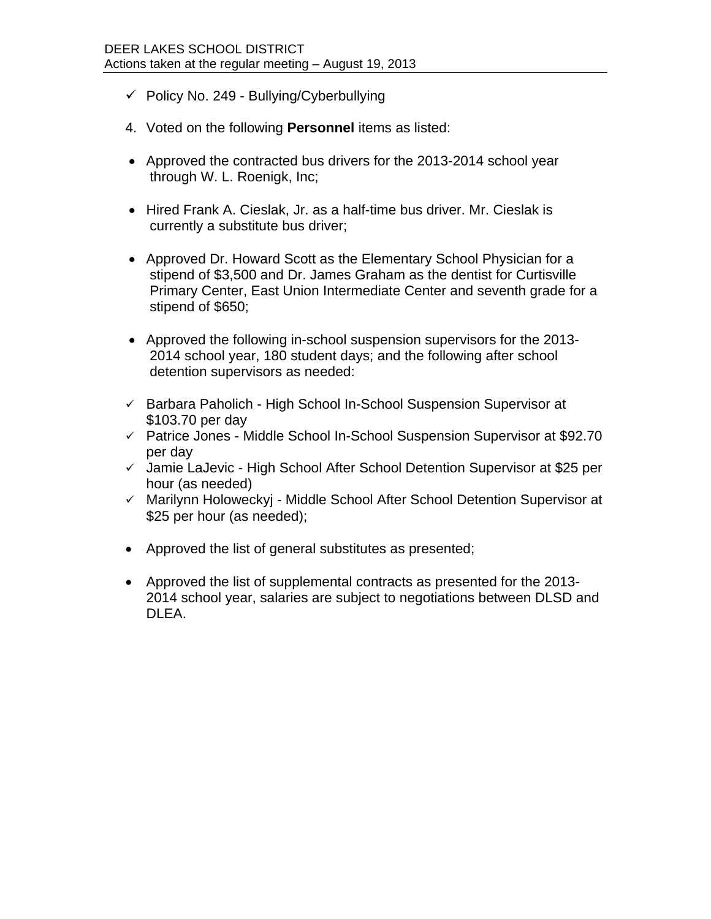- ✓ Policy No. 249 - Bullying/Cyberbullying

4. Voted on the following **Personnel** items as listed:

- Approved the contracted bus drivers for the 2013-2014 school year through W. L. Roenigk, Inc;

- Hired Frank A. Cieslak, Jr. as a half-time bus driver. Mr. Cieslak is currently a substitute bus driver;

- Approved Dr. Howard Scott as the Elementary School Physician for a stipend of $3,500 and Dr. James Graham as the dentist for Curtisville Primary Center, East Union Intermediate Center and seventh grade for a stipend of $650;

- Approved the following in-school suspension supervisors for the 2013-2014 school year, 180 student days; and the following after school detention supervisors as needed:

  - ✓ Barbara Paholich - High School In-School Suspension Supervisor at $103.70 per day
  - ✓ Patrice Jones - Middle School In-School Suspension Supervisor at $92.70 per day
  - ✓ Jamie LaJevic - High School After School Detention Supervisor at $25 per hour (as needed)
  - ✓ Marilynn Holoweckyj - Middle School After School Detention Supervisor at $25 per hour (as needed);

- Approved the list of general substitutes as presented;

- Approved the list of supplemental contracts as presented for the 2013-2014 school year, salaries are subject to negotiations between DLSD and DLEA.